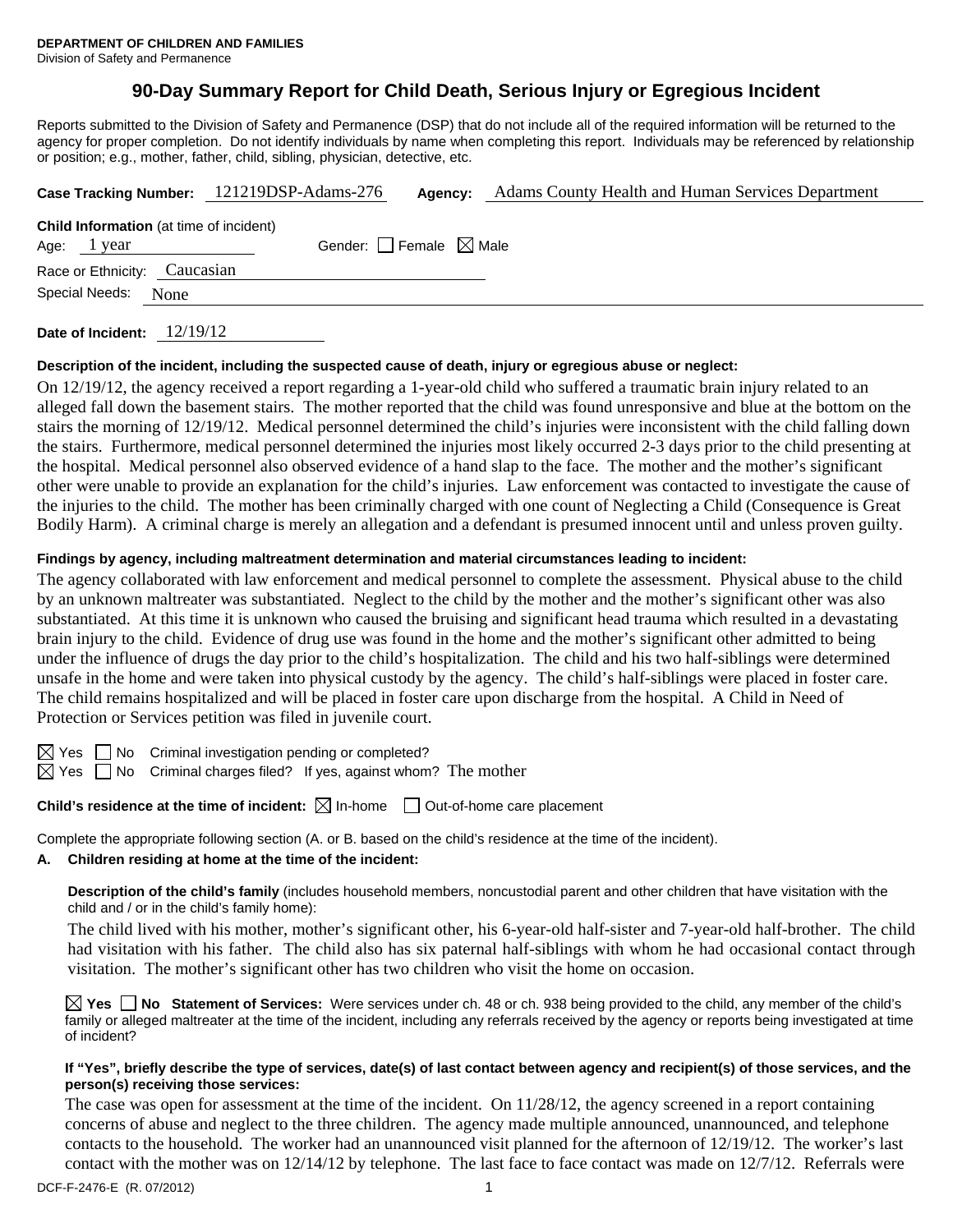**DEPARTMENT OF CHILDREN AND FAMILIES**
Division of Safety and Permanence

# 90-Day Summary Report for Child Death, Serious Injury or Egregious Incident

Reports submitted to the Division of Safety and Permanence (DSP) that do not include all of the required information will be returned to the agency for proper completion. Do not identify individuals by name when completing this report. Individuals may be referenced by relationship or position; e.g., mother, father, child, sibling, physician, detective, etc.

**Case Tracking Number:** 121219DSP-Adams-276 **Agency:** Adams County Health and Human Services Department

**Child Information** (at time of incident)

Age: 1 year Gender: ☐ Female ☒ Male

Race or Ethnicity: Caucasian

Special Needs: None

**Date of Incident:** 12/19/12

**Description of the incident, including the suspected cause of death, injury or egregious abuse or neglect:**

On 12/19/12, the agency received a report regarding a 1-year-old child who suffered a traumatic brain injury related to an alleged fall down the basement stairs. The mother reported that the child was found unresponsive and blue at the bottom on the stairs the morning of 12/19/12. Medical personnel determined the child's injuries were inconsistent with the child falling down the stairs. Furthermore, medical personnel determined the injuries most likely occurred 2-3 days prior to the child presenting at the hospital. Medical personnel also observed evidence of a hand slap to the face. The mother and the mother's significant other were unable to provide an explanation for the child's injuries. Law enforcement was contacted to investigate the cause of the injuries to the child. The mother has been criminally charged with one count of Neglecting a Child (Consequence is Great Bodily Harm). A criminal charge is merely an allegation and a defendant is presumed innocent until and unless proven guilty.

**Findings by agency, including maltreatment determination and material circumstances leading to incident:**

The agency collaborated with law enforcement and medical personnel to complete the assessment. Physical abuse to the child by an unknown maltreater was substantiated. Neglect to the child by the mother and the mother's significant other was also substantiated. At this time it is unknown who caused the bruising and significant head trauma which resulted in a devastating brain injury to the child. Evidence of drug use was found in the home and the mother's significant other admitted to being under the influence of drugs the day prior to the child's hospitalization. The child and his two half-siblings were determined unsafe in the home and were taken into physical custody by the agency. The child's half-siblings were placed in foster care. The child remains hospitalized and will be placed in foster care upon discharge from the hospital. A Child in Need of Protection or Services petition was filed in juvenile court.

☒ Yes ☐ No Criminal investigation pending or completed?

☒ Yes ☐ No Criminal charges filed? If yes, against whom? The mother

**Child's residence at the time of incident:** ☒ In-home ☐ Out-of-home care placement

Complete the appropriate following section (A. or B. based on the child's residence at the time of the incident).

**A. Children residing at home at the time of the incident:**

**Description of the child's family** (includes household members, noncustodial parent and other children that have visitation with the child and / or in the child's family home):

The child lived with his mother, mother's significant other, his 6-year-old half-sister and 7-year-old half-brother. The child had visitation with his father. The child also has six paternal half-siblings with whom he had occasional contact through visitation. The mother's significant other has two children who visit the home on occasion.

☒ **Yes** ☐ **No** **Statement of Services:** Were services under ch. 48 or ch. 938 being provided to the child, any member of the child's family or alleged maltreater at the time of incident, including any referrals received by the agency or reports being investigated at time of incident?

**If "Yes", briefly describe the type of services, date(s) of last contact between agency and recipient(s) of those services, and the person(s) receiving those services:**

The case was open for assessment at the time of the incident. On 11/28/12, the agency screened in a report containing concerns of abuse and neglect to the three children. The agency made multiple announced, unannounced, and telephone contacts to the household. The worker had an unannounced visit planned for the afternoon of 12/19/12. The worker's last contact with the mother was on 12/14/12 by telephone. The last face to face contact was made on 12/7/12. Referrals were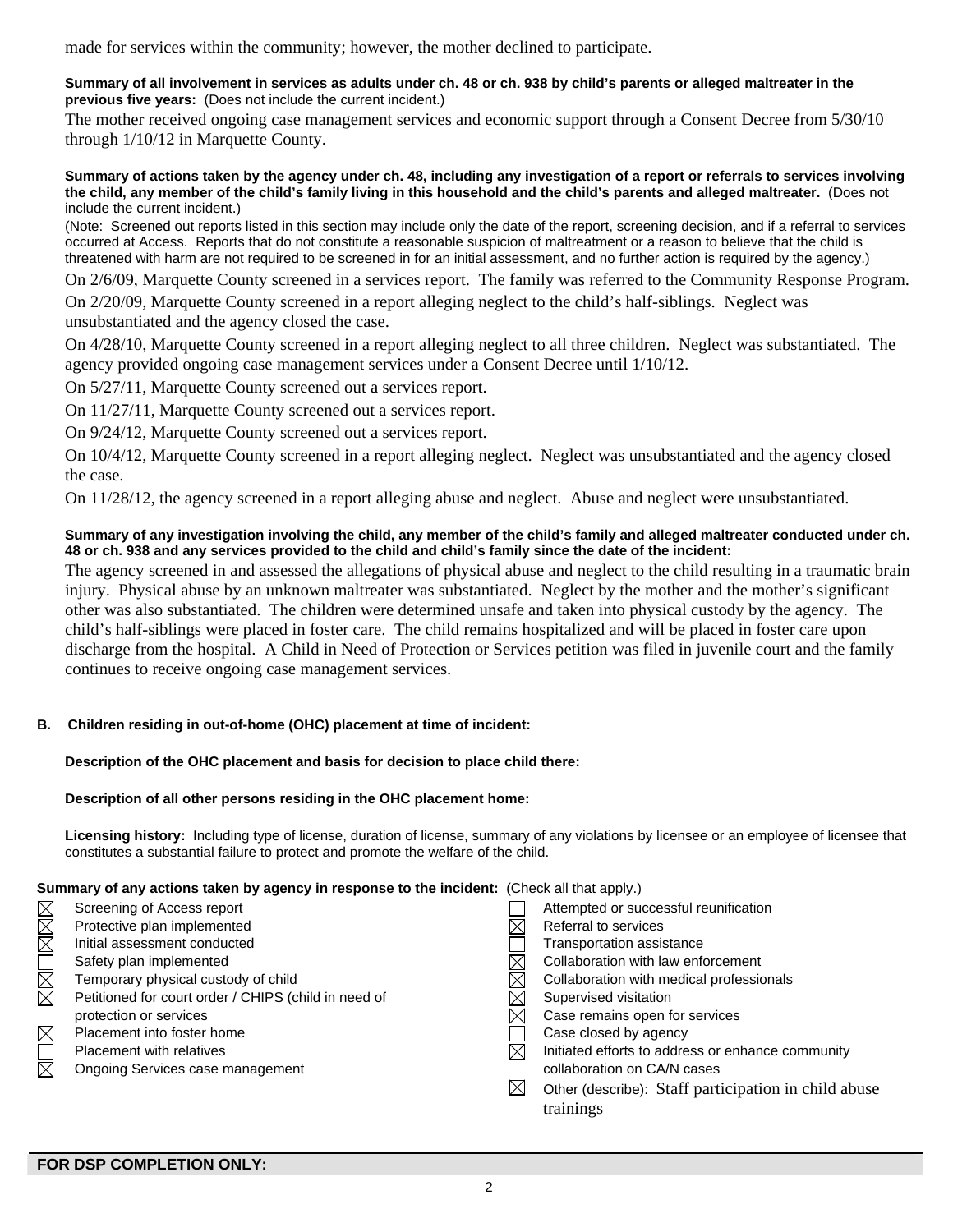made for services within the community; however, the mother declined to participate.

**Summary of all involvement in services as adults under ch. 48 or ch. 938 by child's parents or alleged maltreater in the previous five years:** (Does not include the current incident.)

The mother received ongoing case management services and economic support through a Consent Decree from 5/30/10 through 1/10/12 in Marquette County.

**Summary of actions taken by the agency under ch. 48, including any investigation of a report or referrals to services involving the child, any member of the child's family living in this household and the child's parents and alleged maltreater.** (Does not include the current incident.)

(Note: Screened out reports listed in this section may include only the date of the report, screening decision, and if a referral to services occurred at Access. Reports that do not constitute a reasonable suspicion of maltreatment or a reason to believe that the child is threatened with harm are not required to be screened in for an initial assessment, and no further action is required by the agency.)

On 2/6/09, Marquette County screened in a services report. The family was referred to the Community Response Program.

On 2/20/09, Marquette County screened in a report alleging neglect to the child's half-siblings. Neglect was unsubstantiated and the agency closed the case.

On 4/28/10, Marquette County screened in a report alleging neglect to all three children. Neglect was substantiated. The agency provided ongoing case management services under a Consent Decree until 1/10/12.

On 5/27/11, Marquette County screened out a services report.

On 11/27/11, Marquette County screened out a services report.

On 9/24/12, Marquette County screened out a services report.

On 10/4/12, Marquette County screened in a report alleging neglect. Neglect was unsubstantiated and the agency closed the case.

On 11/28/12, the agency screened in a report alleging abuse and neglect. Abuse and neglect were unsubstantiated.

**Summary of any investigation involving the child, any member of the child's family and alleged maltreater conducted under ch. 48 or ch. 938 and any services provided to the child and child's family since the date of the incident:**

The agency screened in and assessed the allegations of physical abuse and neglect to the child resulting in a traumatic brain injury. Physical abuse by an unknown maltreater was substantiated. Neglect by the mother and the mother's significant other was also substantiated. The children were determined unsafe and taken into physical custody by the agency. The child's half-siblings were placed in foster care. The child remains hospitalized and will be placed in foster care upon discharge from the hospital. A Child in Need of Protection or Services petition was filed in juvenile court and the family continues to receive ongoing case management services.

**B. Children residing in out-of-home (OHC) placement at time of incident:**

**Description of the OHC placement and basis for decision to place child there:**

**Description of all other persons residing in the OHC placement home:**

**Licensing history:** Including type of license, duration of license, summary of any violations by licensee or an employee of licensee that constitutes a substantial failure to protect and promote the welfare of the child.

**Summary of any actions taken by agency in response to the incident:** (Check all that apply.)

- ☒ Screening of Access report
- ☒ Protective plan implemented
- ☒ Initial assessment conducted
- ☐ Safety plan implemented
- ☒ Temporary physical custody of child
- ☒ Petitioned for court order / CHIPS (child in need of protection or services
- ☒ Placement into foster home
- ☐ Placement with relatives
- ☒ Ongoing Services case management
- ☐ Attempted or successful reunification
- ☒ Referral to services
- ☐ Transportation assistance
- ☒ Collaboration with law enforcement
- ☒ Collaboration with medical professionals
- ☒ Supervised visitation
- ☒ Case remains open for services
- ☐ Case closed by agency
- ☒ Initiated efforts to address or enhance community collaboration on CA/N cases
- ☒ Other (describe): Staff participation in child abuse trainings

**FOR DSP COMPLETION ONLY:**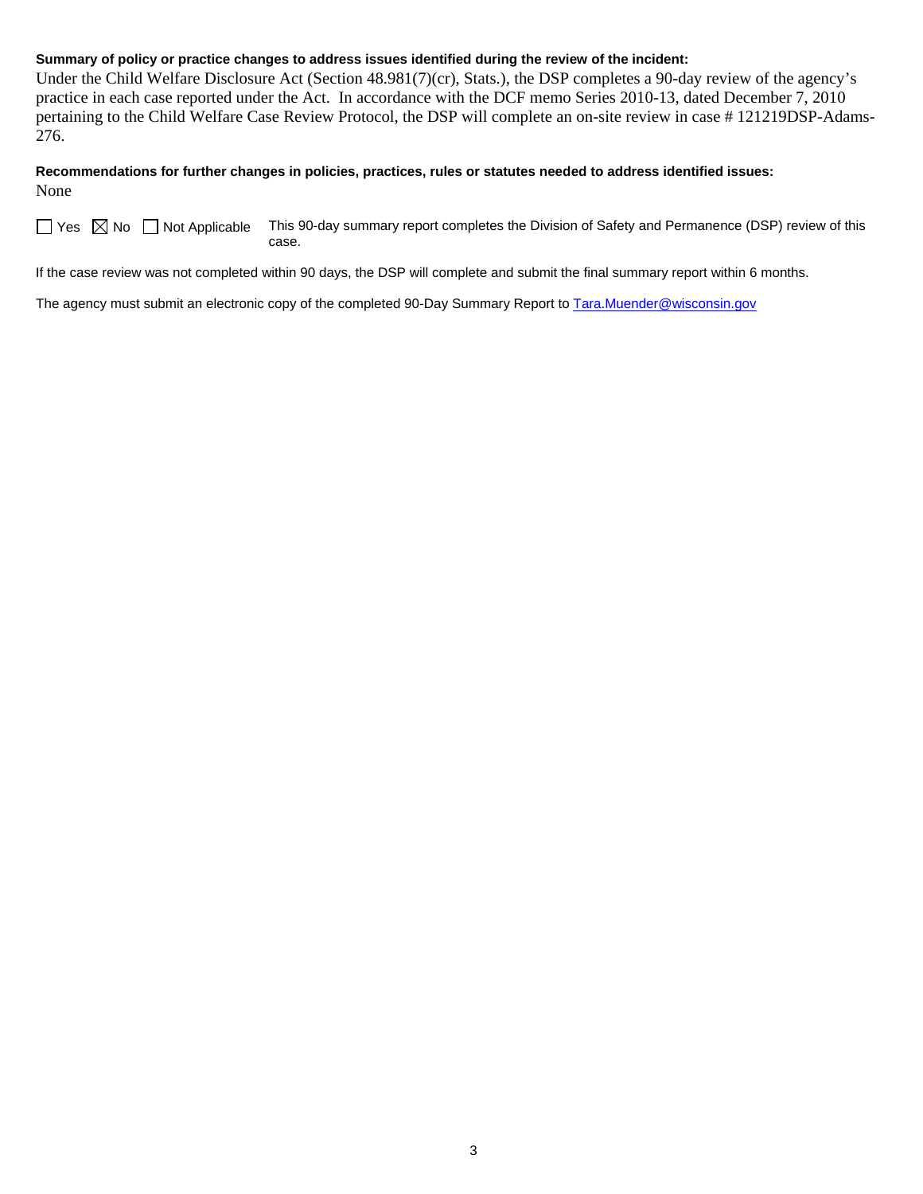**Summary of policy or practice changes to address issues identified during the review of the incident:**

Under the Child Welfare Disclosure Act (Section 48.981(7)(cr), Stats.), the DSP completes a 90-day review of the agency's practice in each case reported under the Act. In accordance with the DCF memo Series 2010-13, dated December 7, 2010 pertaining to the Child Welfare Case Review Protocol, the DSP will complete an on-site review in case # 121219DSP-Adams-276.

**Recommendations for further changes in policies, practices, rules or statutes needed to address identified issues:**

None

☐ Yes ☒ No ☐ Not Applicable This 90-day summary report completes the Division of Safety and Permanence (DSP) review of this case.

If the case review was not completed within 90 days, the DSP will complete and submit the final summary report within 6 months.

The agency must submit an electronic copy of the completed 90-Day Summary Report to Tara.Muender@wisconsin.gov